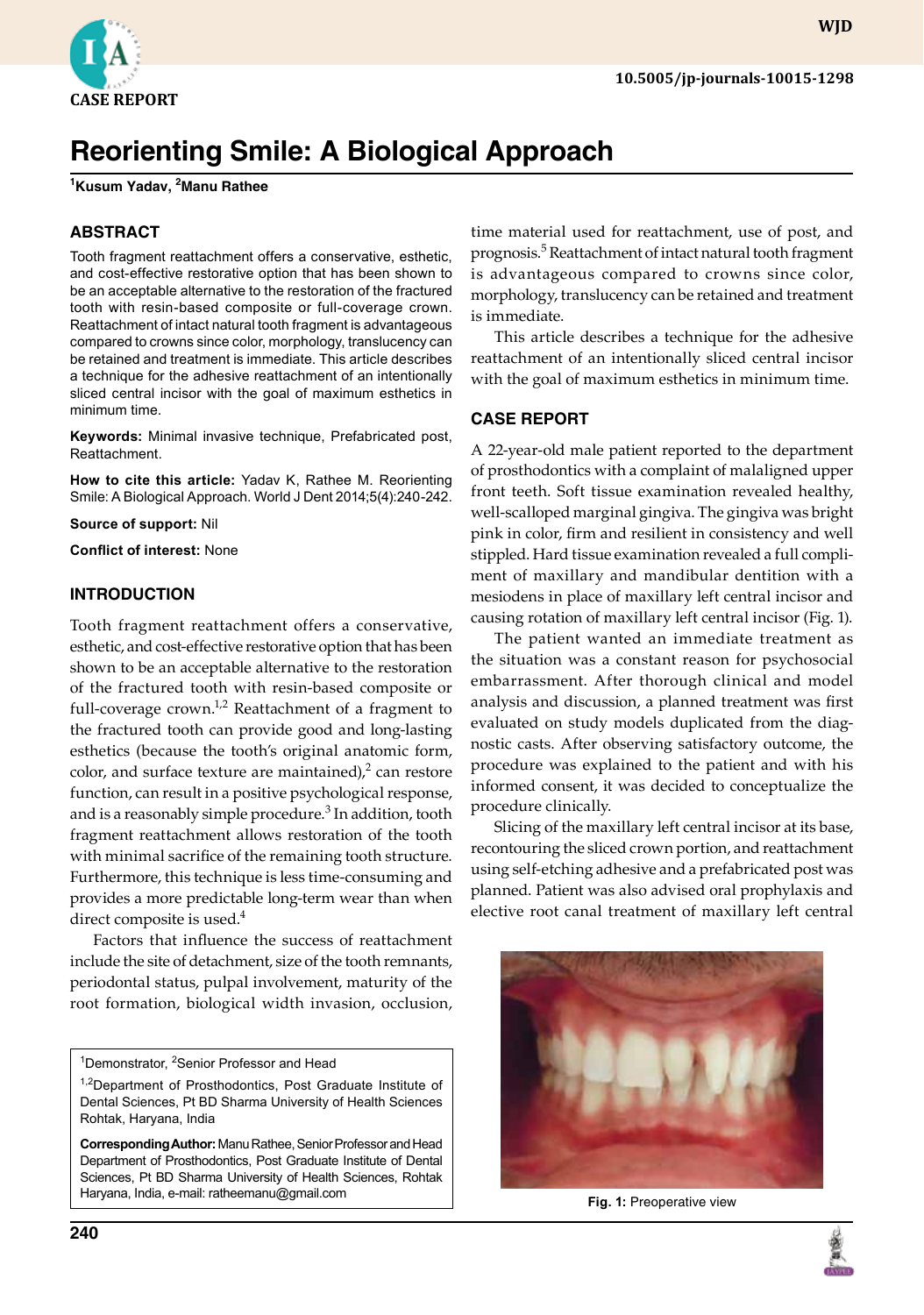CASE REPORT

# Reorienting Smile: A Biological Approach

[1]Kusum Yadav, [2]Manu Rathee

## ABSTRACT

Tooth fragment reattachment offers a conservative, esthetic, and cost-effective restorative option that has been shown to be an acceptable alternative to the restoration of the fractured tooth with resin-based composite or full-coverage crown. Reattachment of intact natural tooth fragment is advantageous compared to crowns since color, morphology, translucency can be retained and treatment is immediate. This article describes a technique for the adhesive reattachment of an intentionally sliced central incisor with the goal of maximum esthetics in minimum time.

**Keywords:** Minimal invasive technique, Prefabricated post, Reattachment.

**How to cite this article:** Yadav K, Rathee M. Reorienting Smile: A Biological Approach. World J Dent 2014;5(4):240-242.

**Source of support:** Nil

**Conflict of interest:** None

## INTRODUCTION

Tooth fragment reattachment offers a conservative, esthetic, and cost-effective restorative option that has been shown to be an acceptable alternative to the restoration of the fractured tooth with resin-based composite or full-coverage crown.[1,2] Reattachment of a fragment to the fractured tooth can provide good and long-lasting esthetics (because the tooth's original anatomic form, color, and surface texture are maintained),[2] can restore function, can result in a positive psychological response, and is a reasonably simple procedure.[3] In addition, tooth fragment reattachment allows restoration of the tooth with minimal sacrifice of the remaining tooth structure. Furthermore, this technique is less time-consuming and provides a more predictable long-term wear than when direct composite is used.[4]

Factors that influence the success of reattachment include the site of detachment, size of the tooth remnants, periodontal status, pulpal involvement, maturity of the root formation, biological width invasion, occlusion, time material used for reattachment, use of post, and prognosis.[5] Reattachment of intact natural tooth fragment is advantageous compared to crowns since color, morphology, translucency can be retained and treatment is immediate.

This article describes a technique for the adhesive reattachment of an intentionally sliced central incisor with the goal of maximum esthetics in minimum time.

## CASE REPORT

A 22-year-old male patient reported to the department of prosthodontics with a complaint of malaligned upper front teeth. Soft tissue examination revealed healthy, well-scalloped marginal gingiva. The gingiva was bright pink in color, firm and resilient in consistency and well stippled. Hard tissue examination revealed a full compliment of maxillary and mandibular dentition with a mesiodens in place of maxillary left central incisor and causing rotation of maxillary left central incisor (Fig. 1).

The patient wanted an immediate treatment as the situation was a constant reason for psychosocial embarrassment. After thorough clinical and model analysis and discussion, a planned treatment was first evaluated on study models duplicated from the diagnostic casts. After observing satisfactory outcome, the procedure was explained to the patient and with his informed consent, it was decided to conceptualize the procedure clinically.

Slicing of the maxillary left central incisor at its base, recontouring the sliced crown portion, and reattachment using self-etching adhesive and a prefabricated post was planned. Patient was also advised oral prophylaxis and elective root canal treatment of maxillary left central

Fig. 1: Preoperative view

---

[1]Demonstrator, [2]Senior Professor and Head

[1,2]Department of Prosthodontics, Post Graduate Institute of Dental Sciences, Pt BD Sharma University of Health Sciences Rohtak, Haryana, India

**Corresponding Author:** Manu Rathee, Senior Professor and Head Department of Prosthodontics, Post Graduate Institute of Dental Sciences, Pt BD Sharma University of Health Sciences, Rohtak Haryana, India, e-mail: ratheemanu@gmail.com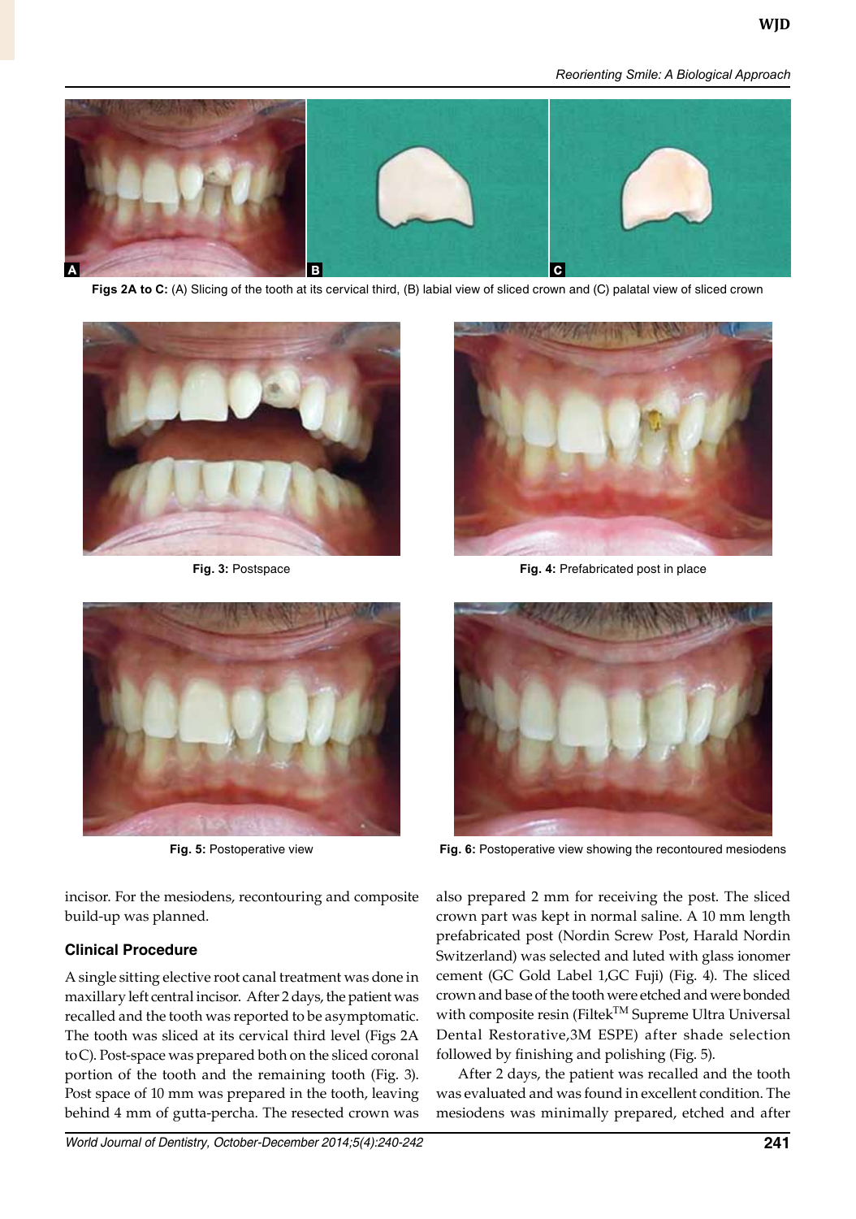Figs 2A to C: (A) Slicing of the tooth at its cervical third, (B) labial view of sliced crown and (C) palatal view of sliced crown

Fig. 3: Postspace

Fig. 4: Prefabricated post in place

Fig. 5: Postoperative view

Fig. 6: Postoperative view showing the recontoured mesiodens

incisor. For the mesiodens, recontouring and composite build-up was planned.

### Clinical Procedure

A single sitting elective root canal treatment was done in maxillary left central incisor. After 2 days, the patient was recalled and the tooth was reported to be asymptomatic. The tooth was sliced at its cervical third level (Figs 2A to C). Post-space was prepared both on the sliced coronal portion of the tooth and the remaining tooth (Fig. 3). Post space of 10 mm was prepared in the tooth, leaving behind 4 mm of gutta-percha. The resected crown was also prepared 2 mm for receiving the post. The sliced crown part was kept in normal saline. A 10 mm length prefabricated post (Nordin Screw Post, Harald Nordin Switzerland) was selected and luted with glass ionomer cement (GC Gold Label 1,GC Fuji) (Fig. 4). The sliced crown and base of the tooth were etched and were bonded with composite resin (Filtek$^{TM}$ Supreme Ultra Universal Dental Restorative,3M ESPE) after shade selection followed by finishing and polishing (Fig. 5).

After 2 days, the patient was recalled and the tooth was evaluated and was found in excellent condition. The mesiodens was minimally prepared, etched and after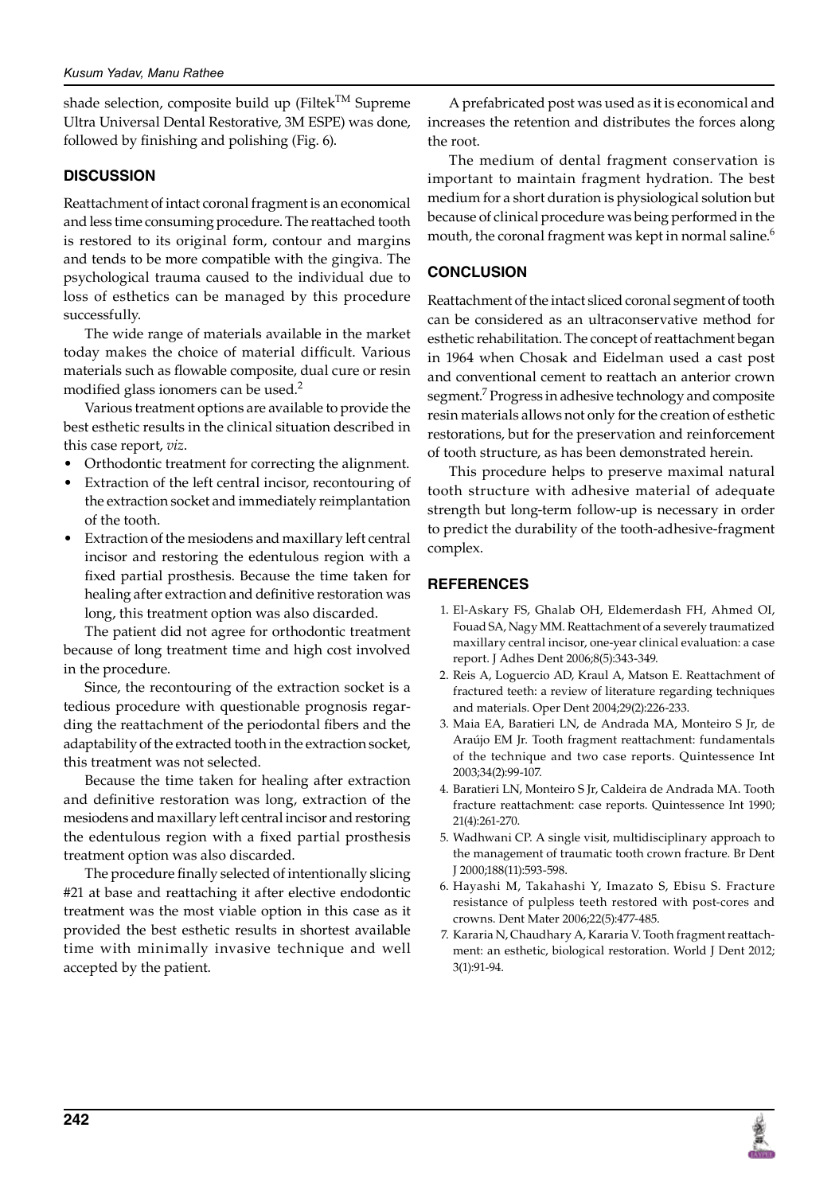shade selection, composite build up (Filtek$^{TM}$ Supreme Ultra Universal Dental Restorative, 3M ESPE) was done, followed by finishing and polishing (Fig. 6).

## DISCUSSION

Reattachment of intact coronal fragment is an economical and less time consuming procedure. The reattached tooth is restored to its original form, contour and margins and tends to be more compatible with the gingiva. The psychological trauma caused to the individual due to loss of esthetics can be managed by this procedure successfully.

The wide range of materials available in the market today makes the choice of material difficult. Various materials such as flowable composite, dual cure or resin modified glass ionomers can be used.[2]

Various treatment options are available to provide the best esthetic results in the clinical situation described in this case report, *viz*.

- Orthodontic treatment for correcting the alignment.
- Extraction of the left central incisor, recontouring of the extraction socket and immediately reimplantation of the tooth.
- Extraction of the mesiodens and maxillary left central incisor and restoring the edentulous region with a fixed partial prosthesis. Because the time taken for healing after extraction and definitive restoration was long, this treatment option was also discarded.

The patient did not agree for orthodontic treatment because of long treatment time and high cost involved in the procedure.

Since, the recontouring of the extraction socket is a tedious procedure with questionable prognosis regarding the reattachment of the periodontal fibers and the adaptability of the extracted tooth in the extraction socket, this treatment was not selected.

Because the time taken for healing after extraction and definitive restoration was long, extraction of the mesiodens and maxillary left central incisor and restoring the edentulous region with a fixed partial prosthesis treatment option was also discarded.

The procedure finally selected of intentionally slicing #21 at base and reattaching it after elective endodontic treatment was the most viable option in this case as it provided the best esthetic results in shortest available time with minimally invasive technique and well accepted by the patient.

A prefabricated post was used as it is economical and increases the retention and distributes the forces along the root.

The medium of dental fragment conservation is important to maintain fragment hydration. The best medium for a short duration is physiological solution but because of clinical procedure was being performed in the mouth, the coronal fragment was kept in normal saline.[6]

## CONCLUSION

Reattachment of the intact sliced coronal segment of tooth can be considered as an ultraconservative method for esthetic rehabilitation. The concept of reattachment began in 1964 when Chosak and Eidelman used a cast post and conventional cement to reattach an anterior crown segment.[7] Progress in adhesive technology and composite resin materials allows not only for the creation of esthetic restorations, but for the preservation and reinforcement of tooth structure, as has been demonstrated herein.

This procedure helps to preserve maximal natural tooth structure with adhesive material of adequate strength but long-term follow-up is necessary in order to predict the durability of the tooth-adhesive-fragment complex.

## REFERENCES

1. El-Askary FS, Ghalab OH, Eldemerdash FH, Ahmed OI, Fouad SA, Nagy MM. Reattachment of a severely traumatized maxillary central incisor, one-year clinical evaluation: a case report. J Adhes Dent 2006;8(5):343-349.
2. Reis A, Loguercio AD, Kraul A, Matson E. Reattachment of fractured teeth: a review of literature regarding techniques and materials. Oper Dent 2004;29(2):226-233.
3. Maia EA, Baratieri LN, de Andrada MA, Monteiro S Jr, de Araújo EM Jr. Tooth fragment reattachment: fundamentals of the technique and two case reports. Quintessence Int 2003;34(2):99-107.
4. Baratieri LN, Monteiro S Jr, Caldeira de Andrada MA. Tooth fracture reattachment: case reports. Quintessence Int 1990; 21(4):261-270.
5. Wadhwani CP. A single visit, multidisciplinary approach to the management of traumatic tooth crown fracture. Br Dent J 2000;188(11):593-598.
6. Hayashi M, Takahashi Y, Imazato S, Ebisu S. Fracture resistance of pulpless teeth restored with post-cores and crowns. Dent Mater 2006;22(5):477-485.
7. Kararia N, Chaudhary A, Kararia V. Tooth fragment reattachment: an esthetic, biological restoration. World J Dent 2012; 3(1):91-94.